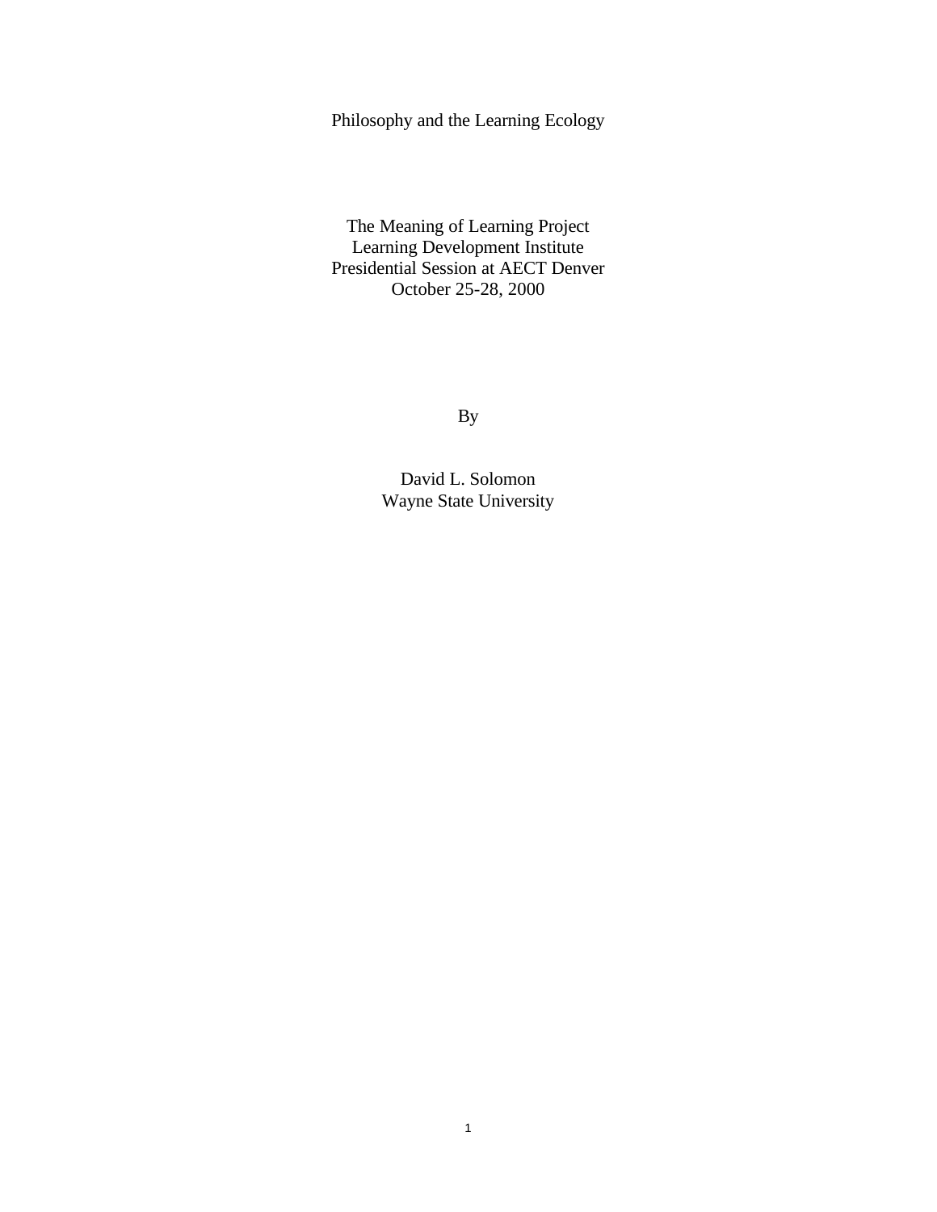# Philosophy and the Learning Ecology

The Meaning of Learning Project
Learning Development Institute
Presidential Session at AECT Denver
October 25-28, 2000

By

David L. Solomon
Wayne State University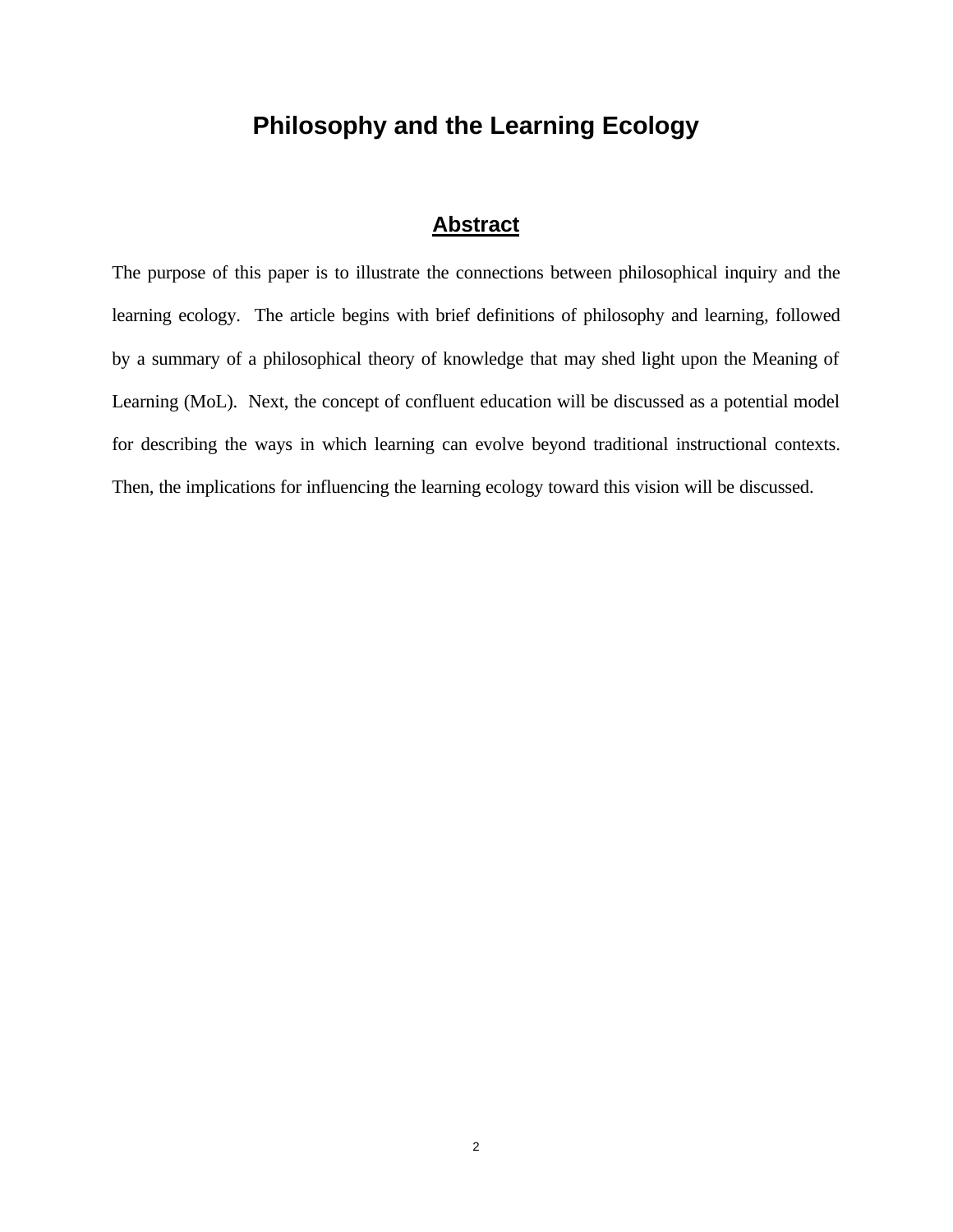# Philosophy and the Learning Ecology

## Abstract

The purpose of this paper is to illustrate the connections between philosophical inquiry and the learning ecology. The article begins with brief definitions of philosophy and learning, followed by a summary of a philosophical theory of knowledge that may shed light upon the Meaning of Learning (MoL). Next, the concept of confluent education will be discussed as a potential model for describing the ways in which learning can evolve beyond traditional instructional contexts. Then, the implications for influencing the learning ecology toward this vision will be discussed.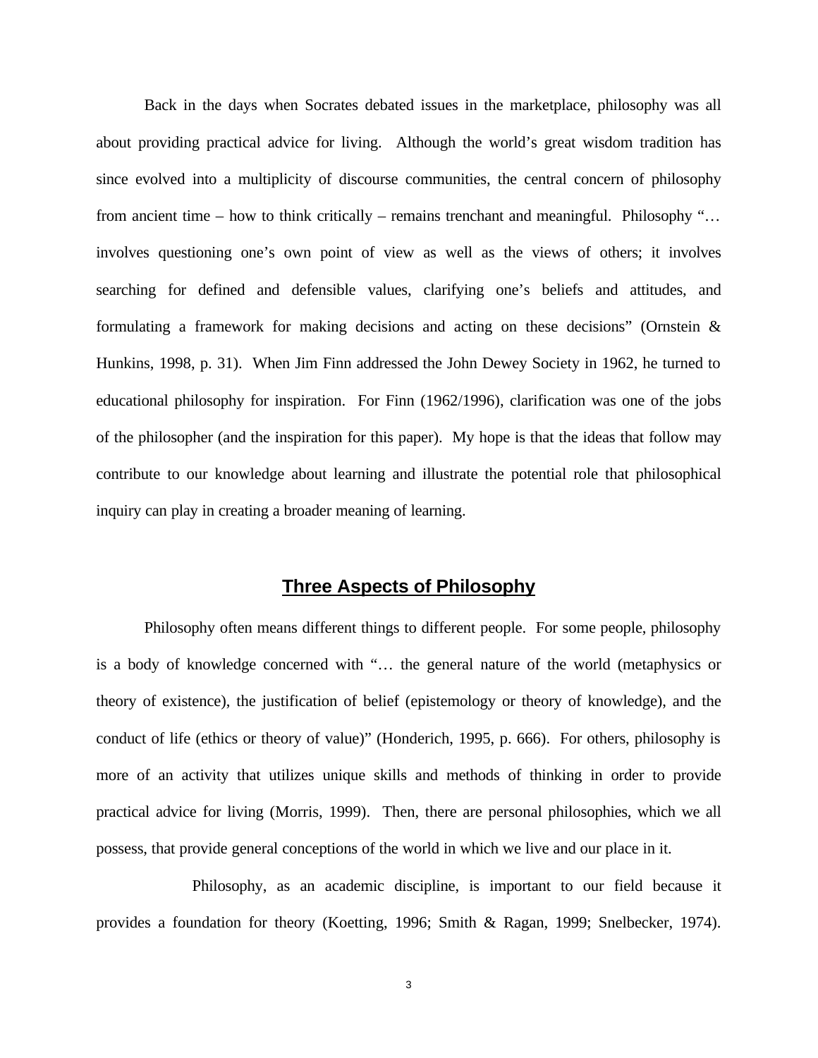Back in the days when Socrates debated issues in the marketplace, philosophy was all about providing practical advice for living. Although the world's great wisdom tradition has since evolved into a multiplicity of discourse communities, the central concern of philosophy from ancient time – how to think critically – remains trenchant and meaningful. Philosophy "… involves questioning one's own point of view as well as the views of others; it involves searching for defined and defensible values, clarifying one's beliefs and attitudes, and formulating a framework for making decisions and acting on these decisions" (Ornstein & Hunkins, 1998, p. 31). When Jim Finn addressed the John Dewey Society in 1962, he turned to educational philosophy for inspiration. For Finn (1962/1996), clarification was one of the jobs of the philosopher (and the inspiration for this paper). My hope is that the ideas that follow may contribute to our knowledge about learning and illustrate the potential role that philosophical inquiry can play in creating a broader meaning of learning.

## Three Aspects of Philosophy

Philosophy often means different things to different people. For some people, philosophy is a body of knowledge concerned with "… the general nature of the world (metaphysics or theory of existence), the justification of belief (epistemology or theory of knowledge), and the conduct of life (ethics or theory of value)" (Honderich, 1995, p. 666). For others, philosophy is more of an activity that utilizes unique skills and methods of thinking in order to provide practical advice for living (Morris, 1999). Then, there are personal philosophies, which we all possess, that provide general conceptions of the world in which we live and our place in it.

Philosophy, as an academic discipline, is important to our field because it provides a foundation for theory (Koetting, 1996; Smith & Ragan, 1999; Snelbecker, 1974).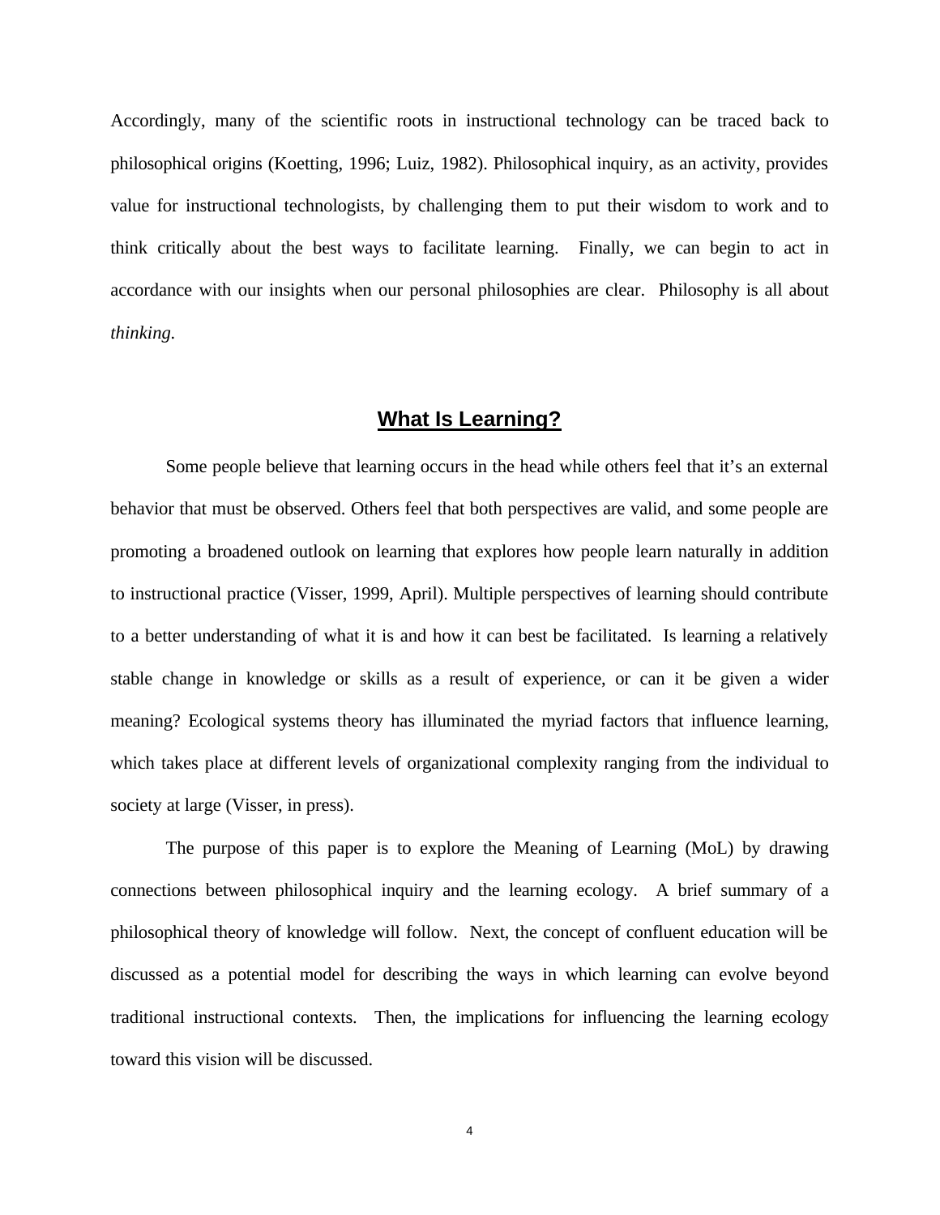Accordingly, many of the scientific roots in instructional technology can be traced back to philosophical origins (Koetting, 1996; Luiz, 1982). Philosophical inquiry, as an activity, provides value for instructional technologists, by challenging them to put their wisdom to work and to think critically about the best ways to facilitate learning. Finally, we can begin to act in accordance with our insights when our personal philosophies are clear. Philosophy is all about *thinking.*

## What Is Learning?

Some people believe that learning occurs in the head while others feel that it's an external behavior that must be observed. Others feel that both perspectives are valid, and some people are promoting a broadened outlook on learning that explores how people learn naturally in addition to instructional practice (Visser, 1999, April). Multiple perspectives of learning should contribute to a better understanding of what it is and how it can best be facilitated. Is learning a relatively stable change in knowledge or skills as a result of experience, or can it be given a wider meaning? Ecological systems theory has illuminated the myriad factors that influence learning, which takes place at different levels of organizational complexity ranging from the individual to society at large (Visser, in press).

The purpose of this paper is to explore the Meaning of Learning (MoL) by drawing connections between philosophical inquiry and the learning ecology. A brief summary of a philosophical theory of knowledge will follow. Next, the concept of confluent education will be discussed as a potential model for describing the ways in which learning can evolve beyond traditional instructional contexts. Then, the implications for influencing the learning ecology toward this vision will be discussed.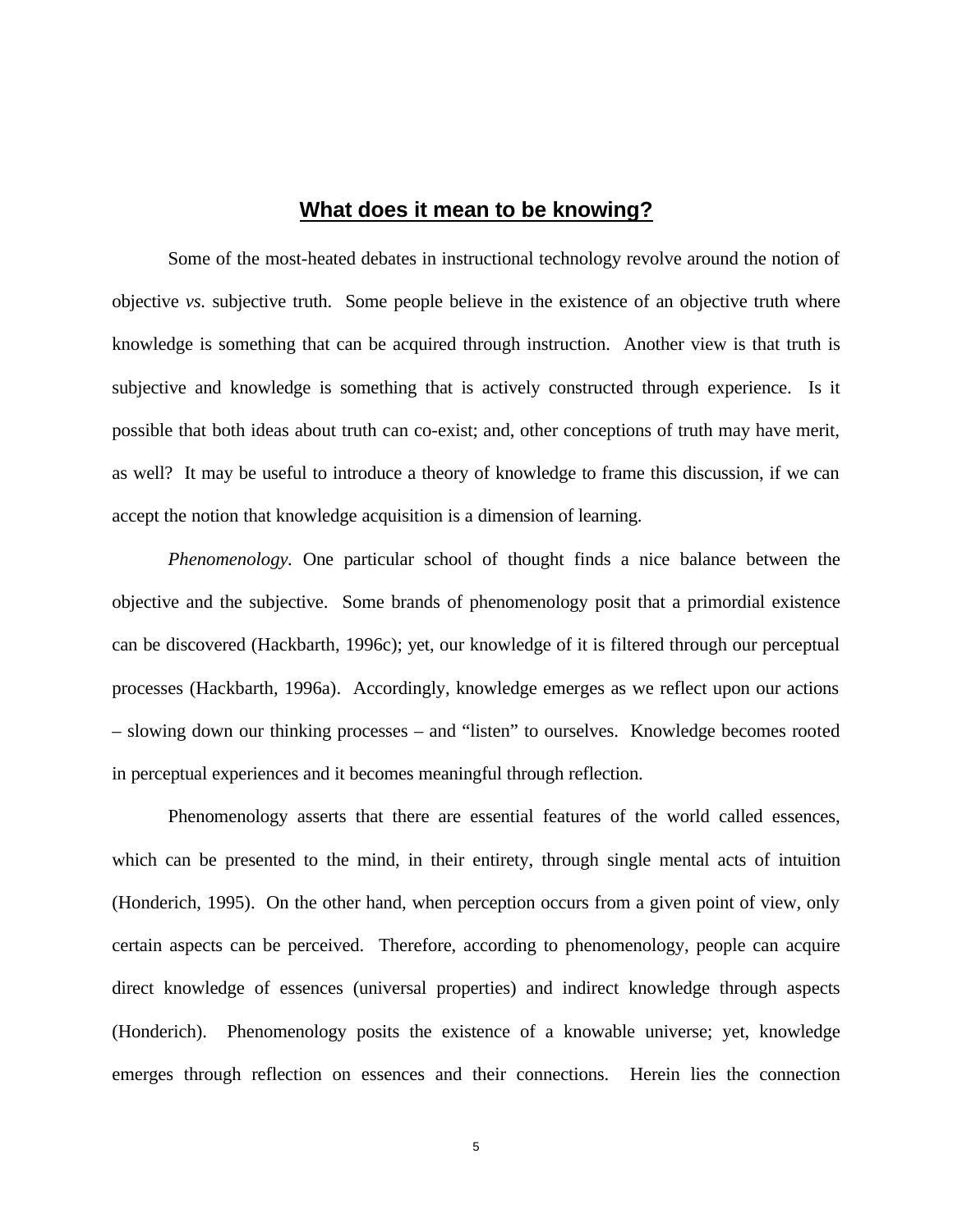## What does it mean to be knowing?

Some of the most-heated debates in instructional technology revolve around the notion of objective *vs.* subjective truth. Some people believe in the existence of an objective truth where knowledge is something that can be acquired through instruction. Another view is that truth is subjective and knowledge is something that is actively constructed through experience. Is it possible that both ideas about truth can co-exist; and, other conceptions of truth may have merit, as well? It may be useful to introduce a theory of knowledge to frame this discussion, if we can accept the notion that knowledge acquisition is a dimension of learning.

*Phenomenology.* One particular school of thought finds a nice balance between the objective and the subjective. Some brands of phenomenology posit that a primordial existence can be discovered (Hackbarth, 1996c); yet, our knowledge of it is filtered through our perceptual processes (Hackbarth, 1996a). Accordingly, knowledge emerges as we reflect upon our actions – slowing down our thinking processes – and "listen" to ourselves. Knowledge becomes rooted in perceptual experiences and it becomes meaningful through reflection.

Phenomenology asserts that there are essential features of the world called essences, which can be presented to the mind, in their entirety, through single mental acts of intuition (Honderich, 1995). On the other hand, when perception occurs from a given point of view, only certain aspects can be perceived. Therefore, according to phenomenology, people can acquire direct knowledge of essences (universal properties) and indirect knowledge through aspects (Honderich). Phenomenology posits the existence of a knowable universe; yet, knowledge emerges through reflection on essences and their connections. Herein lies the connection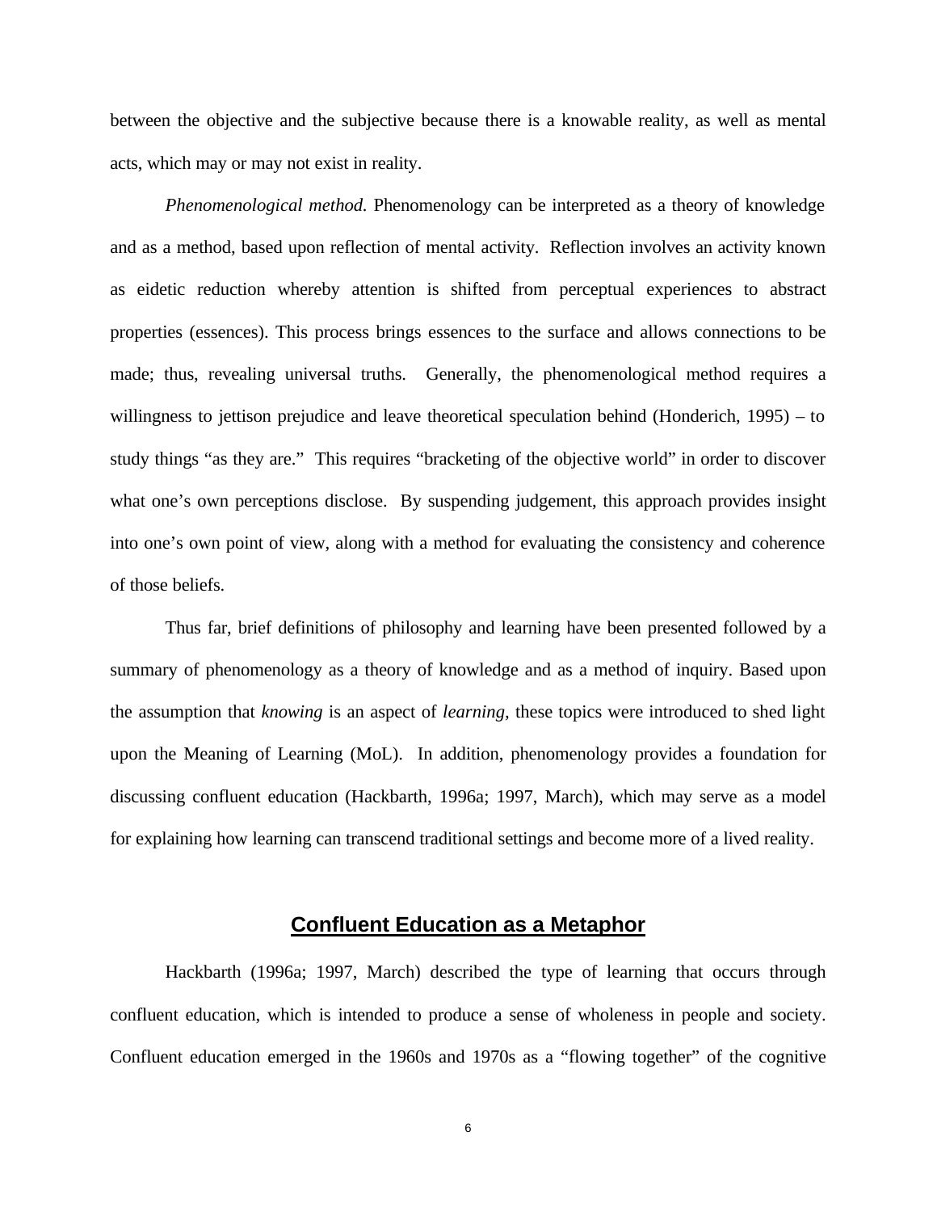between the objective and the subjective because there is a knowable reality, as well as mental acts, which may or may not exist in reality.

*Phenomenological method.* Phenomenology can be interpreted as a theory of knowledge and as a method, based upon reflection of mental activity. Reflection involves an activity known as eidetic reduction whereby attention is shifted from perceptual experiences to abstract properties (essences). This process brings essences to the surface and allows connections to be made; thus, revealing universal truths. Generally, the phenomenological method requires a willingness to jettison prejudice and leave theoretical speculation behind (Honderich, 1995) – to study things "as they are." This requires "bracketing of the objective world" in order to discover what one's own perceptions disclose. By suspending judgement, this approach provides insight into one's own point of view, along with a method for evaluating the consistency and coherence of those beliefs.

Thus far, brief definitions of philosophy and learning have been presented followed by a summary of phenomenology as a theory of knowledge and as a method of inquiry. Based upon the assumption that *knowing* is an aspect of *learning*, these topics were introduced to shed light upon the Meaning of Learning (MoL). In addition, phenomenology provides a foundation for discussing confluent education (Hackbarth, 1996a; 1997, March), which may serve as a model for explaining how learning can transcend traditional settings and become more of a lived reality.

## Confluent Education as a Metaphor

Hackbarth (1996a; 1997, March) described the type of learning that occurs through confluent education, which is intended to produce a sense of wholeness in people and society. Confluent education emerged in the 1960s and 1970s as a "flowing together" of the cognitive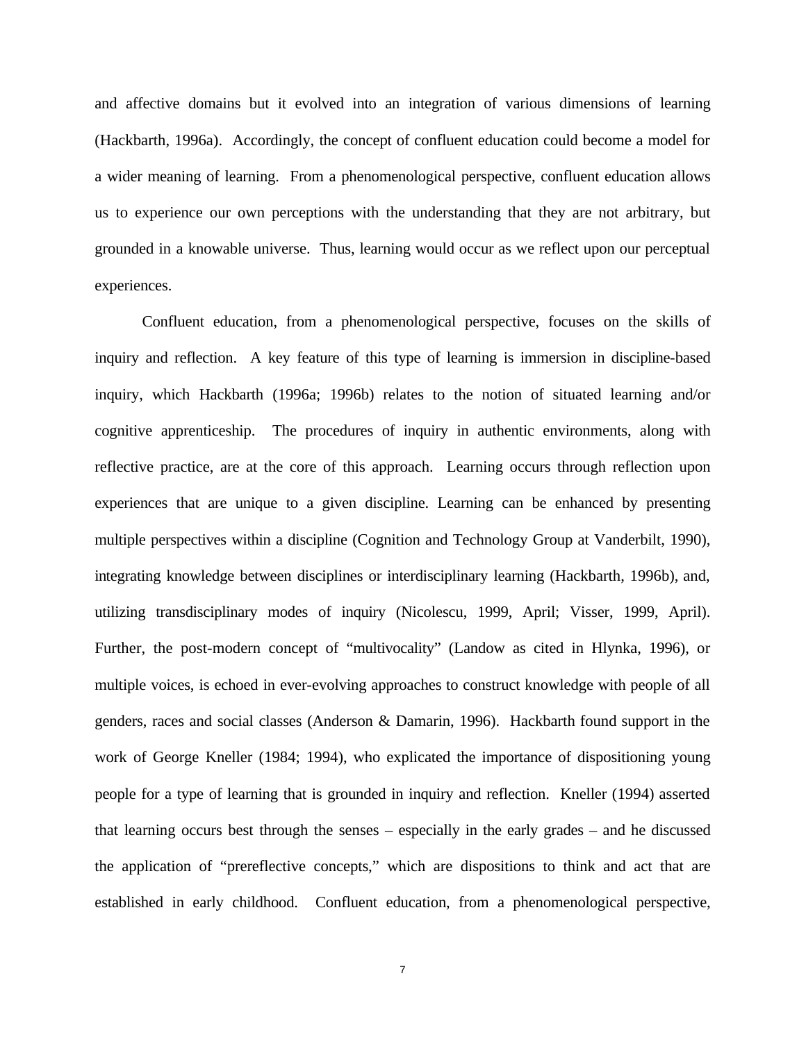and affective domains but it evolved into an integration of various dimensions of learning (Hackbarth, 1996a). Accordingly, the concept of confluent education could become a model for a wider meaning of learning. From a phenomenological perspective, confluent education allows us to experience our own perceptions with the understanding that they are not arbitrary, but grounded in a knowable universe. Thus, learning would occur as we reflect upon our perceptual experiences.

Confluent education, from a phenomenological perspective, focuses on the skills of inquiry and reflection. A key feature of this type of learning is immersion in discipline-based inquiry, which Hackbarth (1996a; 1996b) relates to the notion of situated learning and/or cognitive apprenticeship. The procedures of inquiry in authentic environments, along with reflective practice, are at the core of this approach. Learning occurs through reflection upon experiences that are unique to a given discipline. Learning can be enhanced by presenting multiple perspectives within a discipline (Cognition and Technology Group at Vanderbilt, 1990), integrating knowledge between disciplines or interdisciplinary learning (Hackbarth, 1996b), and, utilizing transdisciplinary modes of inquiry (Nicolescu, 1999, April; Visser, 1999, April). Further, the post-modern concept of "multivocality" (Landow as cited in Hlynka, 1996), or multiple voices, is echoed in ever-evolving approaches to construct knowledge with people of all genders, races and social classes (Anderson & Damarin, 1996). Hackbarth found support in the work of George Kneller (1984; 1994), who explicated the importance of dispositioning young people for a type of learning that is grounded in inquiry and reflection. Kneller (1994) asserted that learning occurs best through the senses – especially in the early grades – and he discussed the application of "prereflective concepts," which are dispositions to think and act that are established in early childhood. Confluent education, from a phenomenological perspective,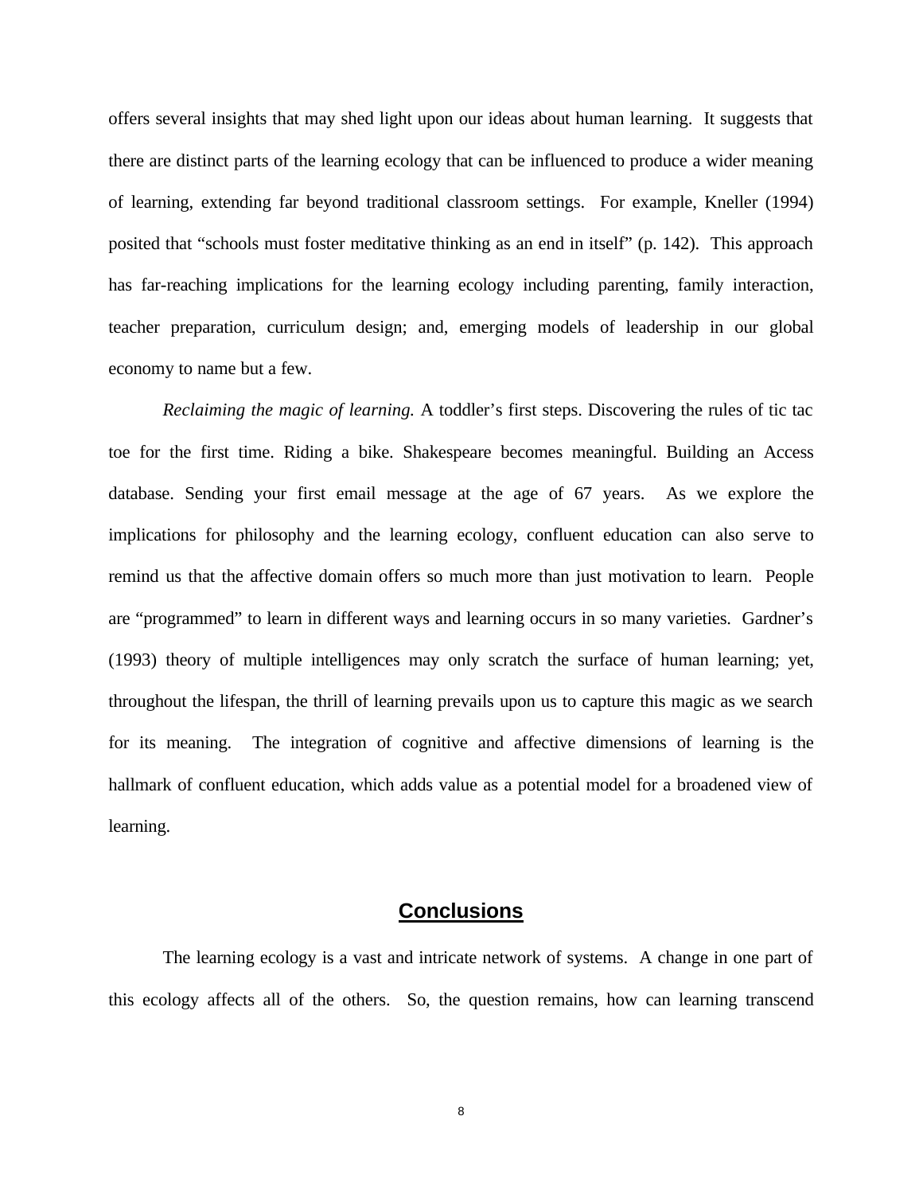offers several insights that may shed light upon our ideas about human learning. It suggests that there are distinct parts of the learning ecology that can be influenced to produce a wider meaning of learning, extending far beyond traditional classroom settings. For example, Kneller (1994) posited that "schools must foster meditative thinking as an end in itself" (p. 142). This approach has far-reaching implications for the learning ecology including parenting, family interaction, teacher preparation, curriculum design; and, emerging models of leadership in our global economy to name but a few.

*Reclaiming the magic of learning.* A toddler's first steps. Discovering the rules of tic tac toe for the first time. Riding a bike. Shakespeare becomes meaningful. Building an Access database. Sending your first email message at the age of 67 years. As we explore the implications for philosophy and the learning ecology, confluent education can also serve to remind us that the affective domain offers so much more than just motivation to learn. People are "programmed" to learn in different ways and learning occurs in so many varieties. Gardner's (1993) theory of multiple intelligences may only scratch the surface of human learning; yet, throughout the lifespan, the thrill of learning prevails upon us to capture this magic as we search for its meaning. The integration of cognitive and affective dimensions of learning is the hallmark of confluent education, which adds value as a potential model for a broadened view of learning.

## Conclusions

The learning ecology is a vast and intricate network of systems. A change in one part of this ecology affects all of the others. So, the question remains, how can learning transcend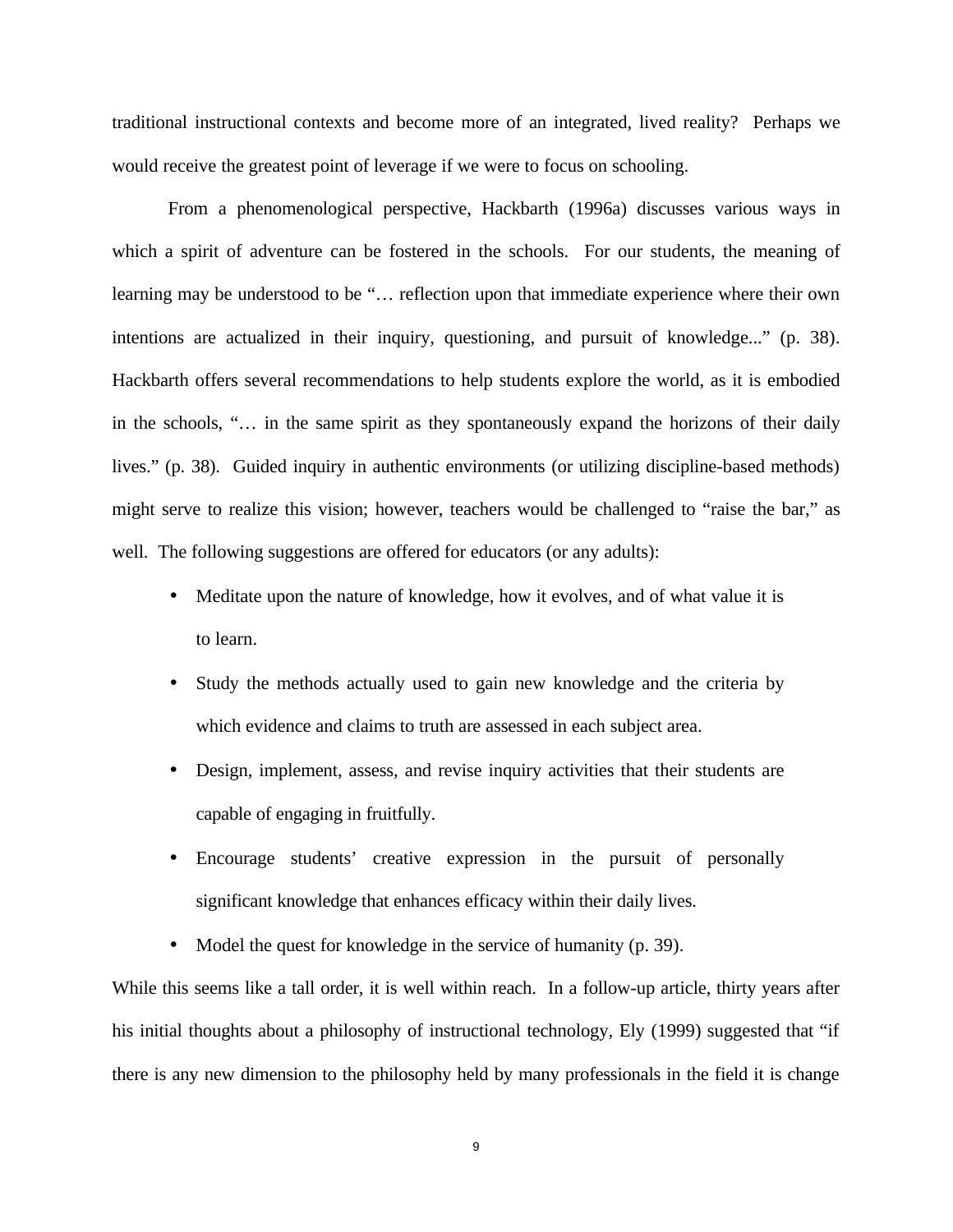traditional instructional contexts and become more of an integrated, lived reality? Perhaps we would receive the greatest point of leverage if we were to focus on schooling.

From a phenomenological perspective, Hackbarth (1996a) discusses various ways in which a spirit of adventure can be fostered in the schools. For our students, the meaning of learning may be understood to be "… reflection upon that immediate experience where their own intentions are actualized in their inquiry, questioning, and pursuit of knowledge..." (p. 38). Hackbarth offers several recommendations to help students explore the world, as it is embodied in the schools, "… in the same spirit as they spontaneously expand the horizons of their daily lives." (p. 38). Guided inquiry in authentic environments (or utilizing discipline-based methods) might serve to realize this vision; however, teachers would be challenged to "raise the bar," as well. The following suggestions are offered for educators (or any adults):

- Meditate upon the nature of knowledge, how it evolves, and of what value it is to learn.
- Study the methods actually used to gain new knowledge and the criteria by which evidence and claims to truth are assessed in each subject area.
- Design, implement, assess, and revise inquiry activities that their students are capable of engaging in fruitfully.
- Encourage students' creative expression in the pursuit of personally significant knowledge that enhances efficacy within their daily lives.
- Model the quest for knowledge in the service of humanity (p. 39).

While this seems like a tall order, it is well within reach. In a follow-up article, thirty years after his initial thoughts about a philosophy of instructional technology, Ely (1999) suggested that "if there is any new dimension to the philosophy held by many professionals in the field it is change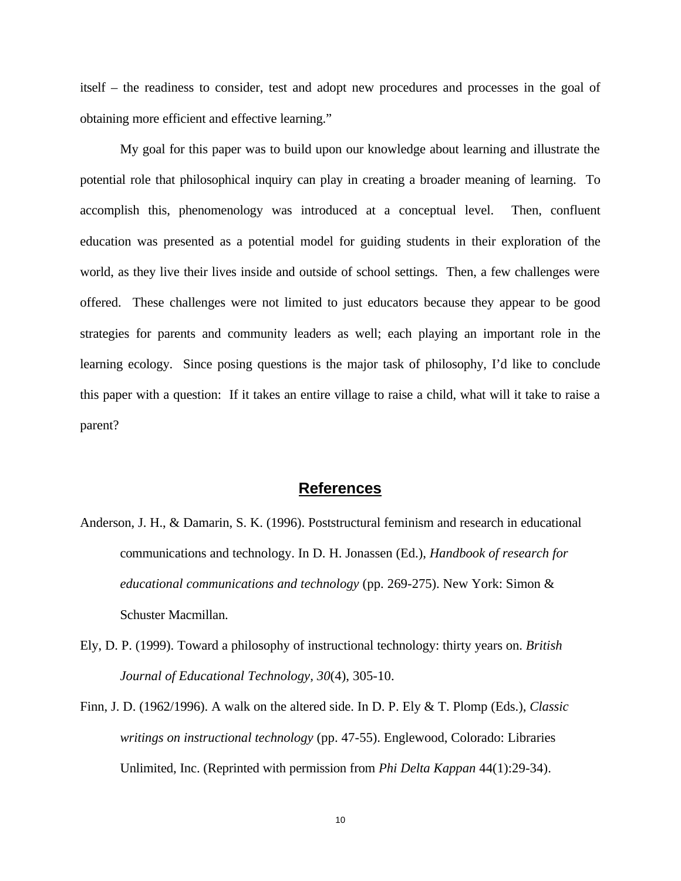itself – the readiness to consider, test and adopt new procedures and processes in the goal of obtaining more efficient and effective learning."

My goal for this paper was to build upon our knowledge about learning and illustrate the potential role that philosophical inquiry can play in creating a broader meaning of learning. To accomplish this, phenomenology was introduced at a conceptual level. Then, confluent education was presented as a potential model for guiding students in their exploration of the world, as they live their lives inside and outside of school settings. Then, a few challenges were offered. These challenges were not limited to just educators because they appear to be good strategies for parents and community leaders as well; each playing an important role in the learning ecology. Since posing questions is the major task of philosophy, I'd like to conclude this paper with a question: If it takes an entire village to raise a child, what will it take to raise a parent?

## References

Anderson, J. H., & Damarin, S. K. (1996). Poststructural feminism and research in educational communications and technology. In D. H. Jonassen (Ed.), *Handbook of research for educational communications and technology* (pp. 269-275). New York: Simon & Schuster Macmillan.

Ely, D. P. (1999). Toward a philosophy of instructional technology: thirty years on. *British Journal of Educational Technology*, *30*(4), 305-10.

Finn, J. D. (1962/1996). A walk on the altered side. In D. P. Ely & T. Plomp (Eds.), *Classic writings on instructional technology* (pp. 47-55). Englewood, Colorado: Libraries Unlimited, Inc. (Reprinted with permission from *Phi Delta Kappan* 44(1):29-34).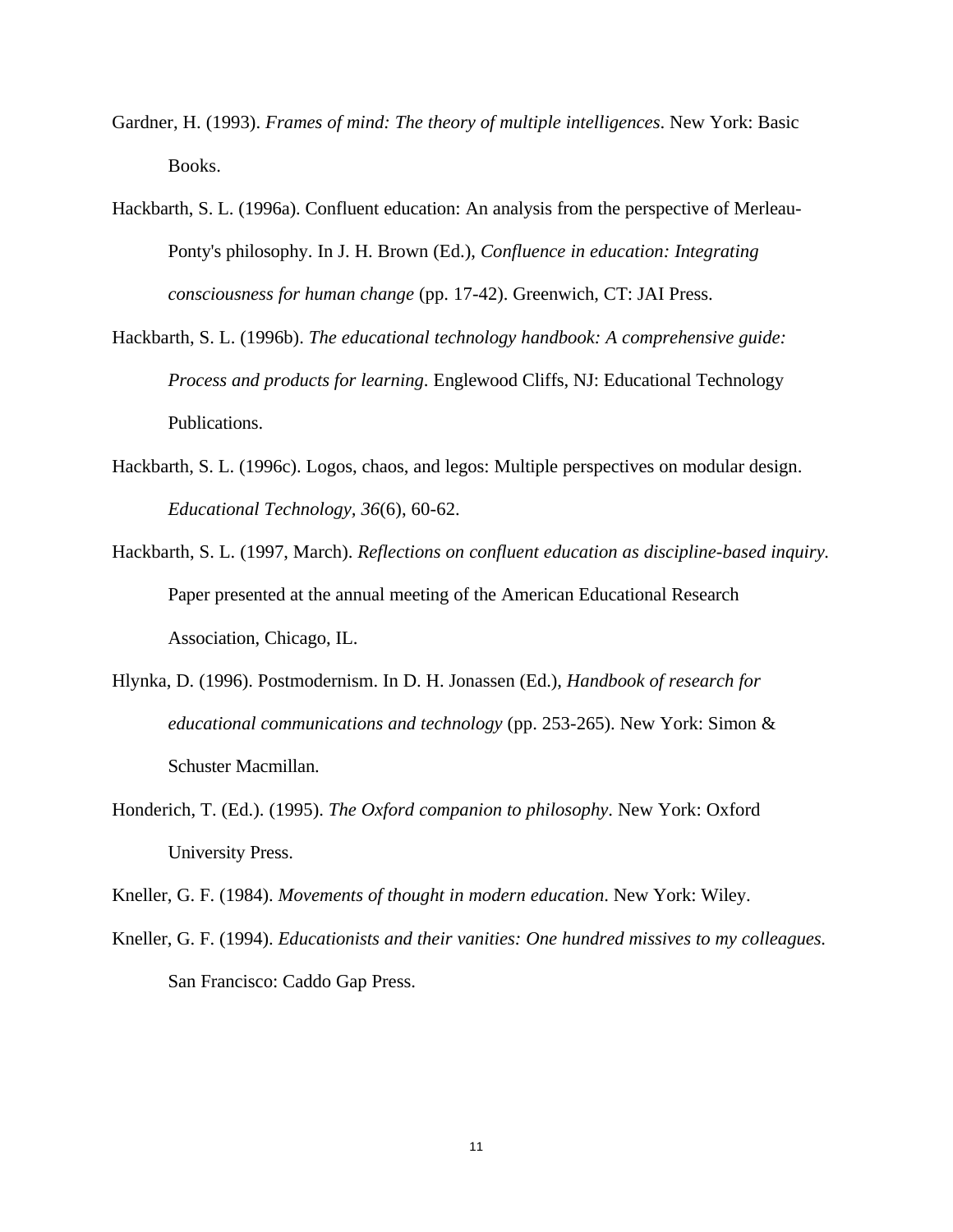Gardner, H. (1993). *Frames of mind: The theory of multiple intelligences*. New York: Basic Books.

Hackbarth, S. L. (1996a). Confluent education: An analysis from the perspective of Merleau-Ponty's philosophy. In J. H. Brown (Ed.), *Confluence in education: Integrating consciousness for human change* (pp. 17-42). Greenwich, CT: JAI Press.

Hackbarth, S. L. (1996b). *The educational technology handbook: A comprehensive guide: Process and products for learning*. Englewood Cliffs, NJ: Educational Technology Publications.

Hackbarth, S. L. (1996c). Logos, chaos, and legos: Multiple perspectives on modular design. *Educational Technology, 36*(6), 60-62.

Hackbarth, S. L. (1997, March). *Reflections on confluent education as discipline-based inquiry.* Paper presented at the annual meeting of the American Educational Research Association, Chicago, IL.

Hlynka, D. (1996). Postmodernism. In D. H. Jonassen (Ed.), *Handbook of research for educational communications and technology* (pp. 253-265). New York: Simon & Schuster Macmillan.

Honderich, T. (Ed.). (1995). *The Oxford companion to philosophy*. New York: Oxford University Press.

Kneller, G. F. (1984). *Movements of thought in modern education*. New York: Wiley.

Kneller, G. F. (1994). *Educationists and their vanities: One hundred missives to my colleagues.* San Francisco: Caddo Gap Press.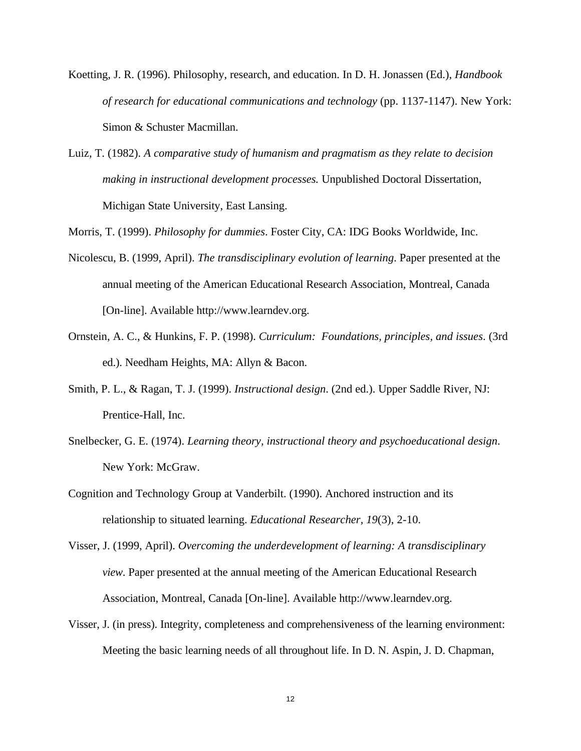Koetting, J. R. (1996). Philosophy, research, and education. In D. H. Jonassen (Ed.), *Handbook of research for educational communications and technology* (pp. 1137-1147). New York: Simon & Schuster Macmillan.

Luiz, T. (1982). *A comparative study of humanism and pragmatism as they relate to decision making in instructional development processes.* Unpublished Doctoral Dissertation, Michigan State University, East Lansing.

Morris, T. (1999). *Philosophy for dummies*. Foster City, CA: IDG Books Worldwide, Inc.

Nicolescu, B. (1999, April). *The transdisciplinary evolution of learning*. Paper presented at the annual meeting of the American Educational Research Association, Montreal, Canada [On-line]. Available http://www.learndev.org.

Ornstein, A. C., & Hunkins, F. P. (1998). *Curriculum: Foundations, principles, and issues*. (3rd ed.). Needham Heights, MA: Allyn & Bacon.

Smith, P. L., & Ragan, T. J. (1999). *Instructional design*. (2nd ed.). Upper Saddle River, NJ: Prentice-Hall, Inc.

Snelbecker, G. E. (1974). *Learning theory, instructional theory and psychoeducational design*. New York: McGraw.

Cognition and Technology Group at Vanderbilt. (1990). Anchored instruction and its relationship to situated learning. *Educational Researcher, 19*(3), 2-10.

Visser, J. (1999, April). *Overcoming the underdevelopment of learning: A transdisciplinary view.* Paper presented at the annual meeting of the American Educational Research Association, Montreal, Canada [On-line]. Available http://www.learndev.org.

Visser, J. (in press). Integrity, completeness and comprehensiveness of the learning environment: Meeting the basic learning needs of all throughout life. In D. N. Aspin, J. D. Chapman,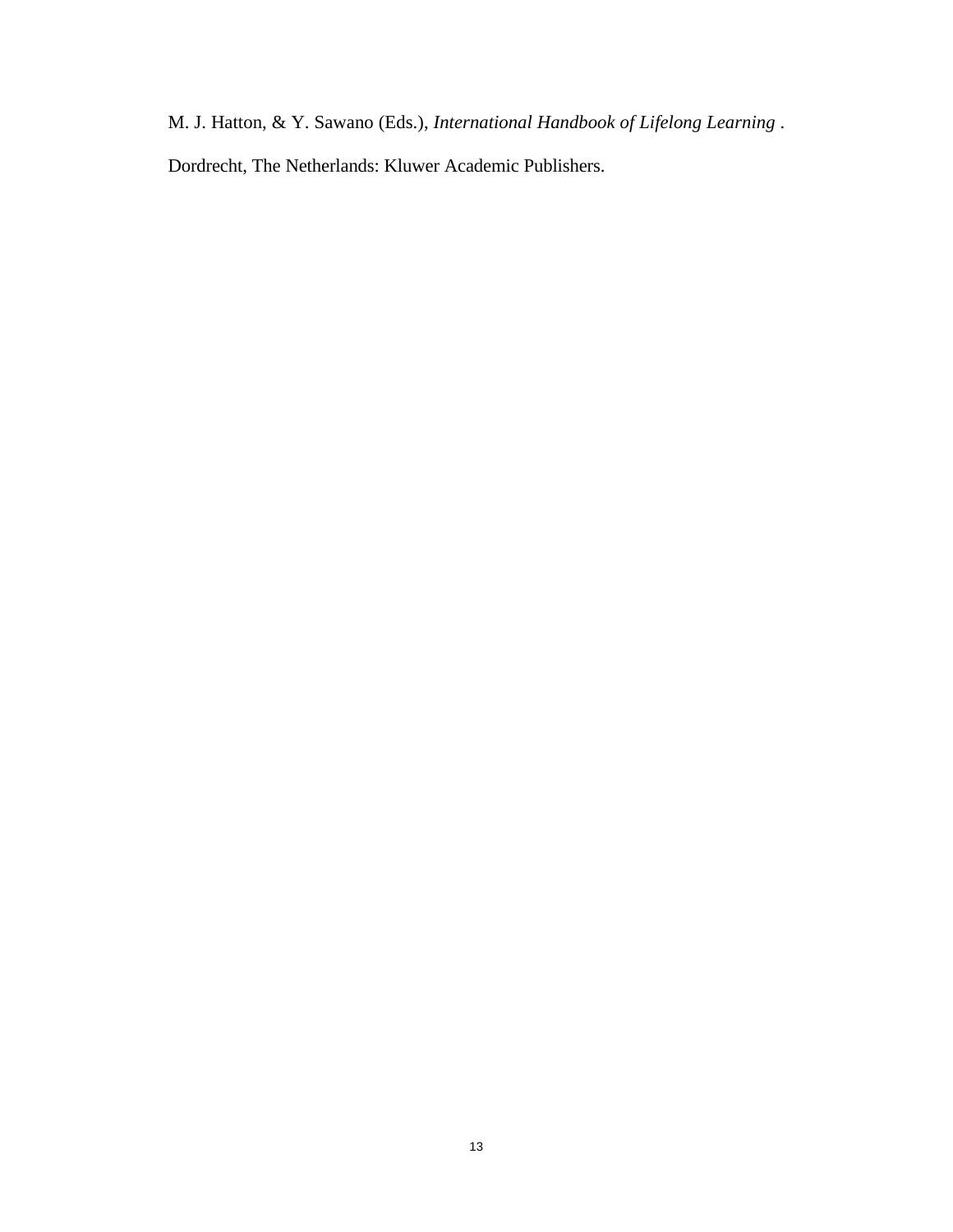M. J. Hatton, & Y. Sawano (Eds.), *International Handbook of Lifelong Learning* . Dordrecht, The Netherlands: Kluwer Academic Publishers.